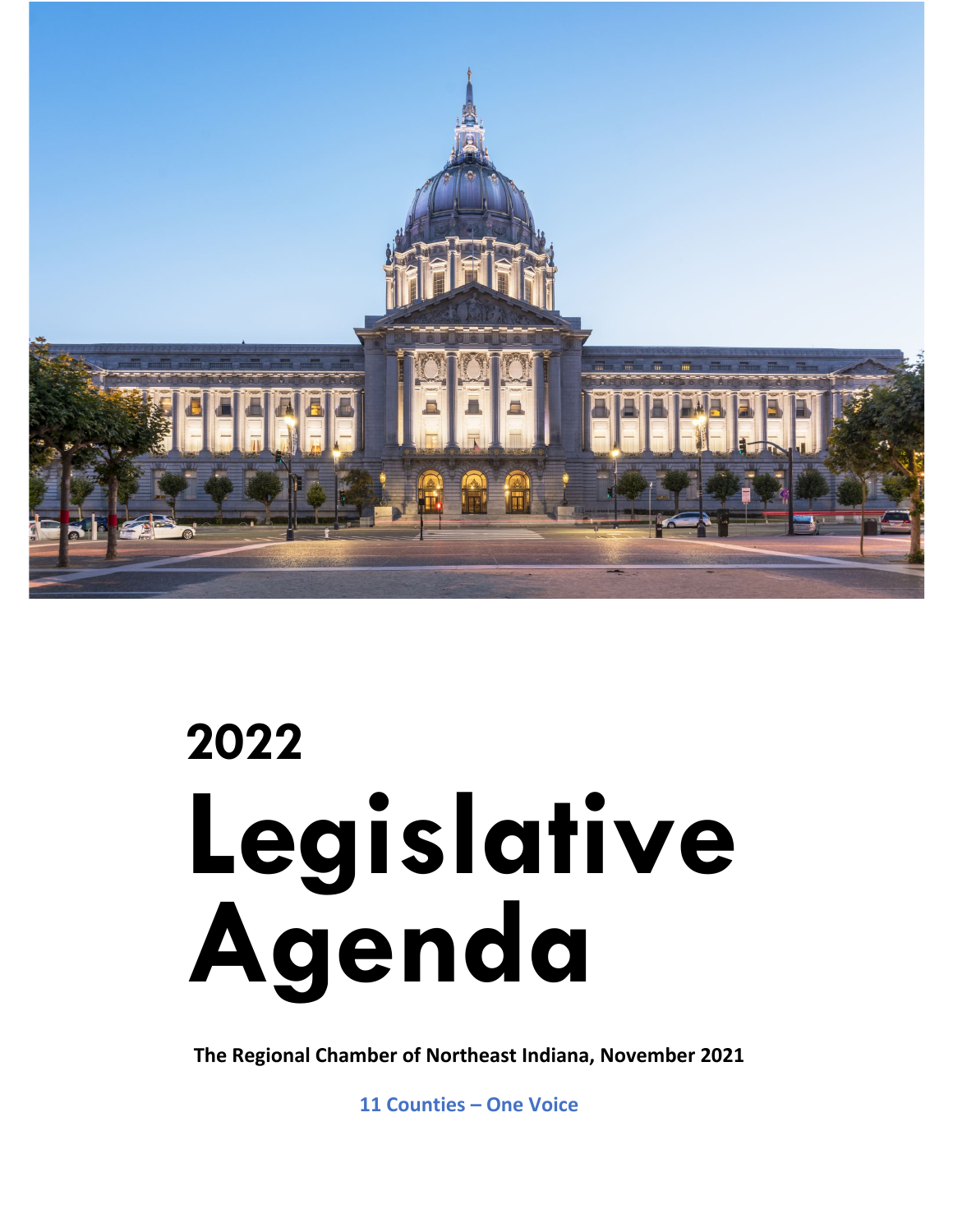# 2022 Legislative Agenda

**The Regional Chamber of Northeast Indiana, November 2021**

**11 Counties – One Voice**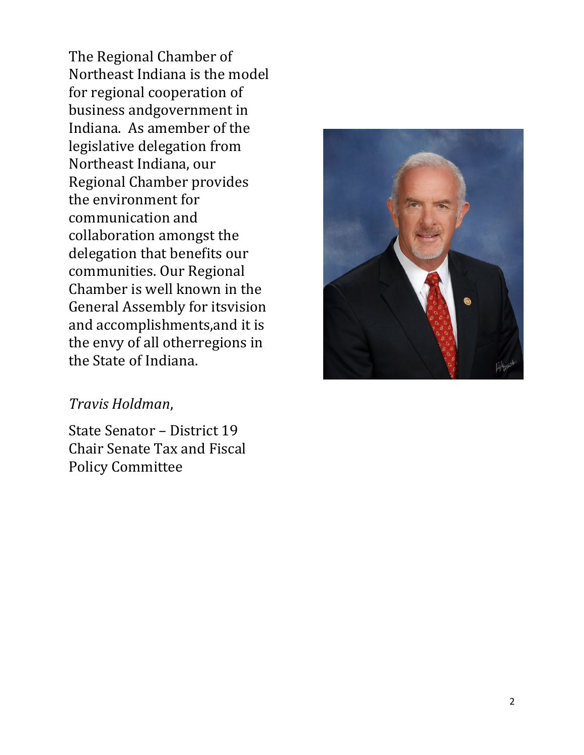The Regional Chamber of Northeast Indiana is the model for regional cooperation of business andgovernment in Indiana. As amember of the legislative delegation from Northeast Indiana, our Regional Chamber provides the environment for communication and collaboration amongst the delegation that benefits our communities. Our Regional Chamber is well known in the General Assembly for itsvision and accomplishments,and it is the envy of all otherregions in the State of Indiana.

*Travis Holdman*,

State Senator – District 19
Chair Senate Tax and Fiscal Policy Committee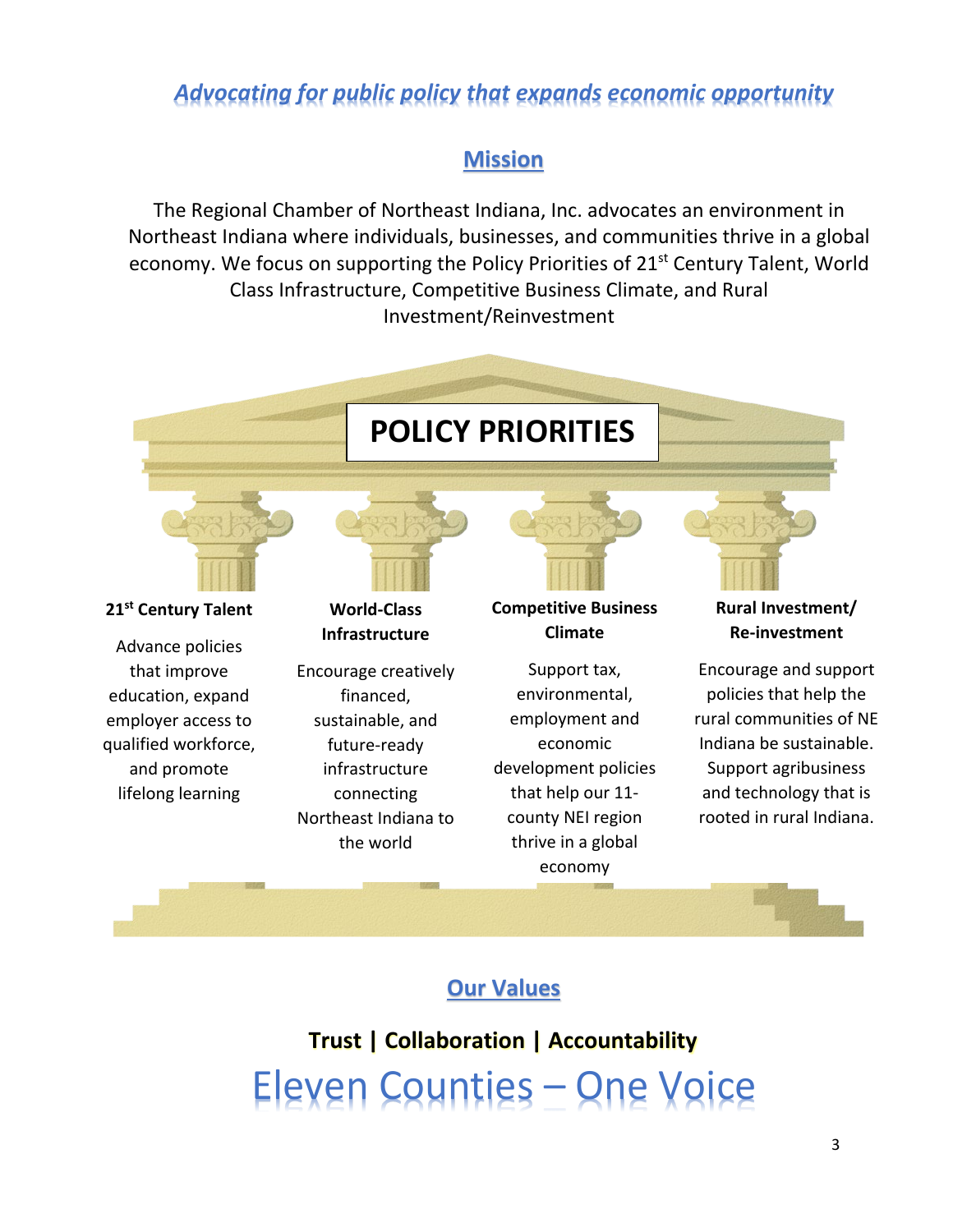*Advocating for public policy that expands economic opportunity*

## Mission

The Regional Chamber of Northeast Indiana, Inc. advocates an environment in Northeast Indiana where individuals, businesses, and communities thrive in a global economy. We focus on supporting the Policy Priorities of 21st Century Talent, World Class Infrastructure, Competitive Business Climate, and Rural Investment/Reinvestment

## POLICY PRIORITIES

**21st Century Talent**

Advance policies that improve education, expand employer access to qualified workforce, and promote lifelong learning

**World-Class Infrastructure**

Encourage creatively financed, sustainable, and future-ready infrastructure connecting Northeast Indiana to the world

**Competitive Business Climate**

Support tax, environmental, employment and economic development policies that help our 11-county NEI region thrive in a global economy

**Rural Investment/ Re-investment**

Encourage and support policies that help the rural communities of NE Indiana be sustainable. Support agribusiness and technology that is rooted in rural Indiana.

## Our Values

**Trust | Collaboration | Accountability**

Eleven Counties – One Voice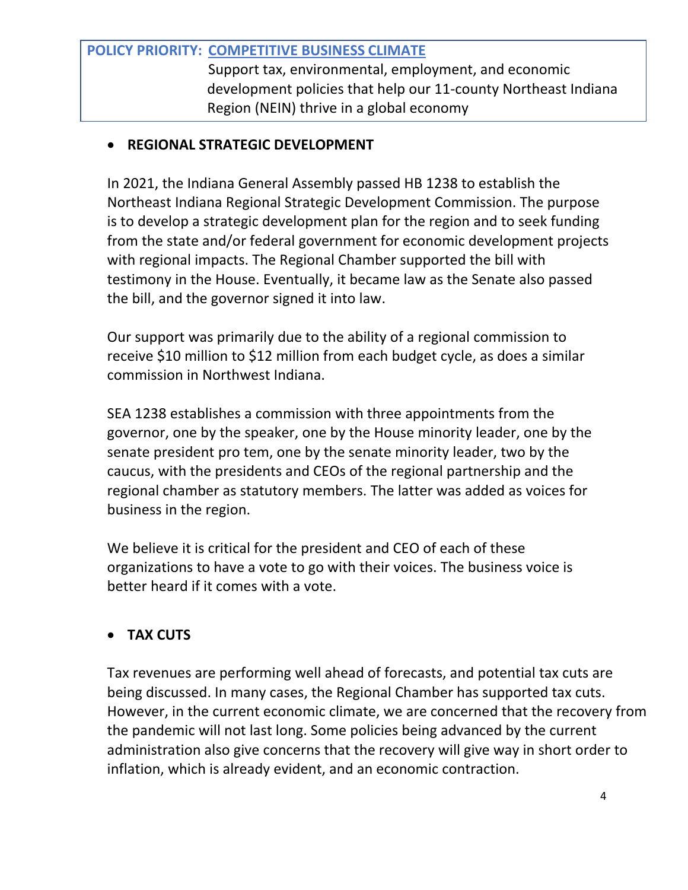**POLICY PRIORITY: COMPETITIVE BUSINESS CLIMATE**
Support tax, environmental, employment, and economic development policies that help our 11-county Northeast Indiana Region (NEIN) thrive in a global economy

- **REGIONAL STRATEGIC DEVELOPMENT**

In 2021, the Indiana General Assembly passed HB 1238 to establish the Northeast Indiana Regional Strategic Development Commission. The purpose is to develop a strategic development plan for the region and to seek funding from the state and/or federal government for economic development projects with regional impacts. The Regional Chamber supported the bill with testimony in the House. Eventually, it became law as the Senate also passed the bill, and the governor signed it into law.

Our support was primarily due to the ability of a regional commission to receive $10 million to $12 million from each budget cycle, as does a similar commission in Northwest Indiana.

SEA 1238 establishes a commission with three appointments from the governor, one by the speaker, one by the House minority leader, one by the senate president pro tem, one by the senate minority leader, two by the caucus, with the presidents and CEOs of the regional partnership and the regional chamber as statutory members. The latter was added as voices for business in the region.

We believe it is critical for the president and CEO of each of these organizations to have a vote to go with their voices. The business voice is better heard if it comes with a vote.

- **TAX CUTS**

Tax revenues are performing well ahead of forecasts, and potential tax cuts are being discussed. In many cases, the Regional Chamber has supported tax cuts. However, in the current economic climate, we are concerned that the recovery from the pandemic will not last long. Some policies being advanced by the current administration also give concerns that the recovery will give way in short order to inflation, which is already evident, and an economic contraction.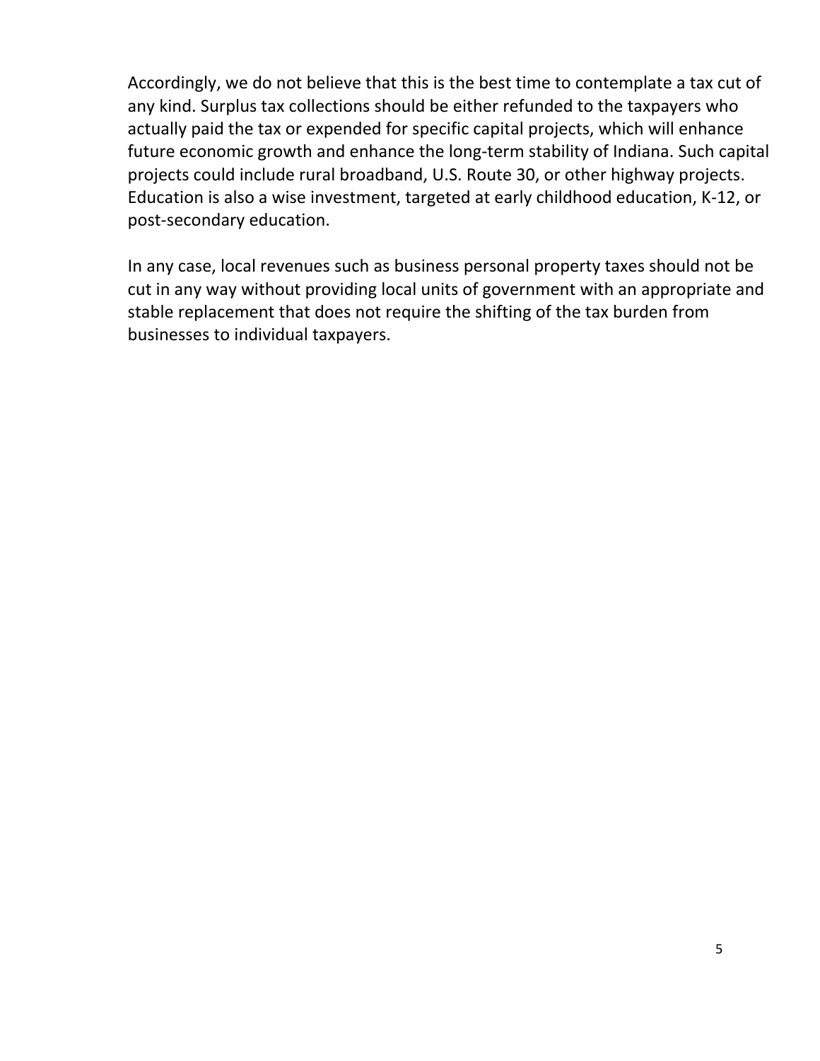Accordingly, we do not believe that this is the best time to contemplate a tax cut of any kind. Surplus tax collections should be either refunded to the taxpayers who actually paid the tax or expended for specific capital projects, which will enhance future economic growth and enhance the long-term stability of Indiana. Such capital projects could include rural broadband, U.S. Route 30, or other highway projects. Education is also a wise investment, targeted at early childhood education, K-12, or post-secondary education.

In any case, local revenues such as business personal property taxes should not be cut in any way without providing local units of government with an appropriate and stable replacement that does not require the shifting of the tax burden from businesses to individual taxpayers.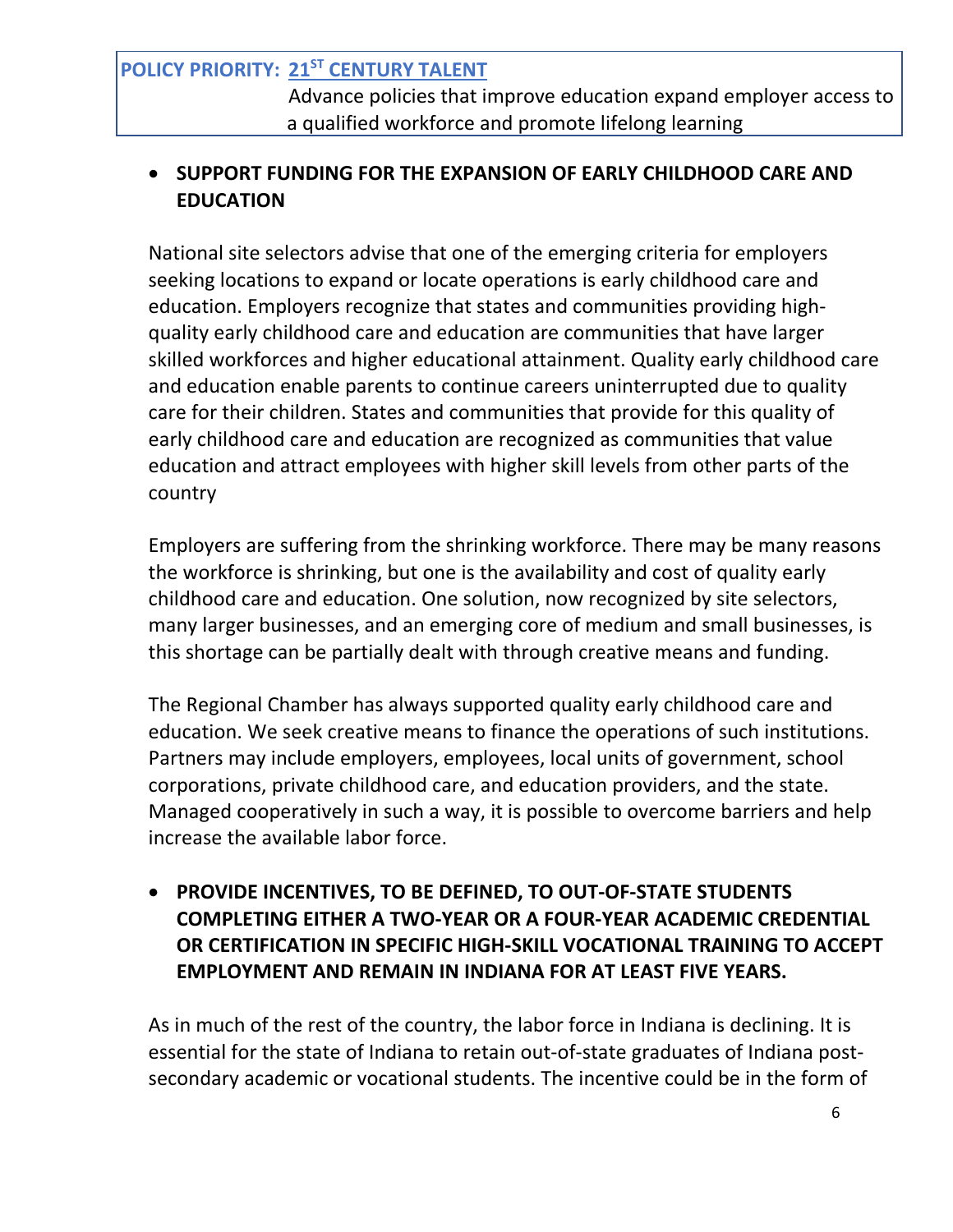## POLICY PRIORITY: 21ST CENTURY TALENT

Advance policies that improve education expand employer access to a qualified workforce and promote lifelong learning

- **SUPPORT FUNDING FOR THE EXPANSION OF EARLY CHILDHOOD CARE AND EDUCATION**

National site selectors advise that one of the emerging criteria for employers seeking locations to expand or locate operations is early childhood care and education. Employers recognize that states and communities providing high-quality early childhood care and education are communities that have larger skilled workforces and higher educational attainment. Quality early childhood care and education enable parents to continue careers uninterrupted due to quality care for their children. States and communities that provide for this quality of early childhood care and education are recognized as communities that value education and attract employees with higher skill levels from other parts of the country

Employers are suffering from the shrinking workforce. There may be many reasons the workforce is shrinking, but one is the availability and cost of quality early childhood care and education. One solution, now recognized by site selectors, many larger businesses, and an emerging core of medium and small businesses, is this shortage can be partially dealt with through creative means and funding.

The Regional Chamber has always supported quality early childhood care and education. We seek creative means to finance the operations of such institutions. Partners may include employers, employees, local units of government, school corporations, private childhood care, and education providers, and the state. Managed cooperatively in such a way, it is possible to overcome barriers and help increase the available labor force.

- **PROVIDE INCENTIVES, TO BE DEFINED, TO OUT-OF-STATE STUDENTS COMPLETING EITHER A TWO-YEAR OR A FOUR-YEAR ACADEMIC CREDENTIAL OR CERTIFICATION IN SPECIFIC HIGH-SKILL VOCATIONAL TRAINING TO ACCEPT EMPLOYMENT AND REMAIN IN INDIANA FOR AT LEAST FIVE YEARS.**

As in much of the rest of the country, the labor force in Indiana is declining. It is essential for the state of Indiana to retain out-of-state graduates of Indiana post-secondary academic or vocational students. The incentive could be in the form of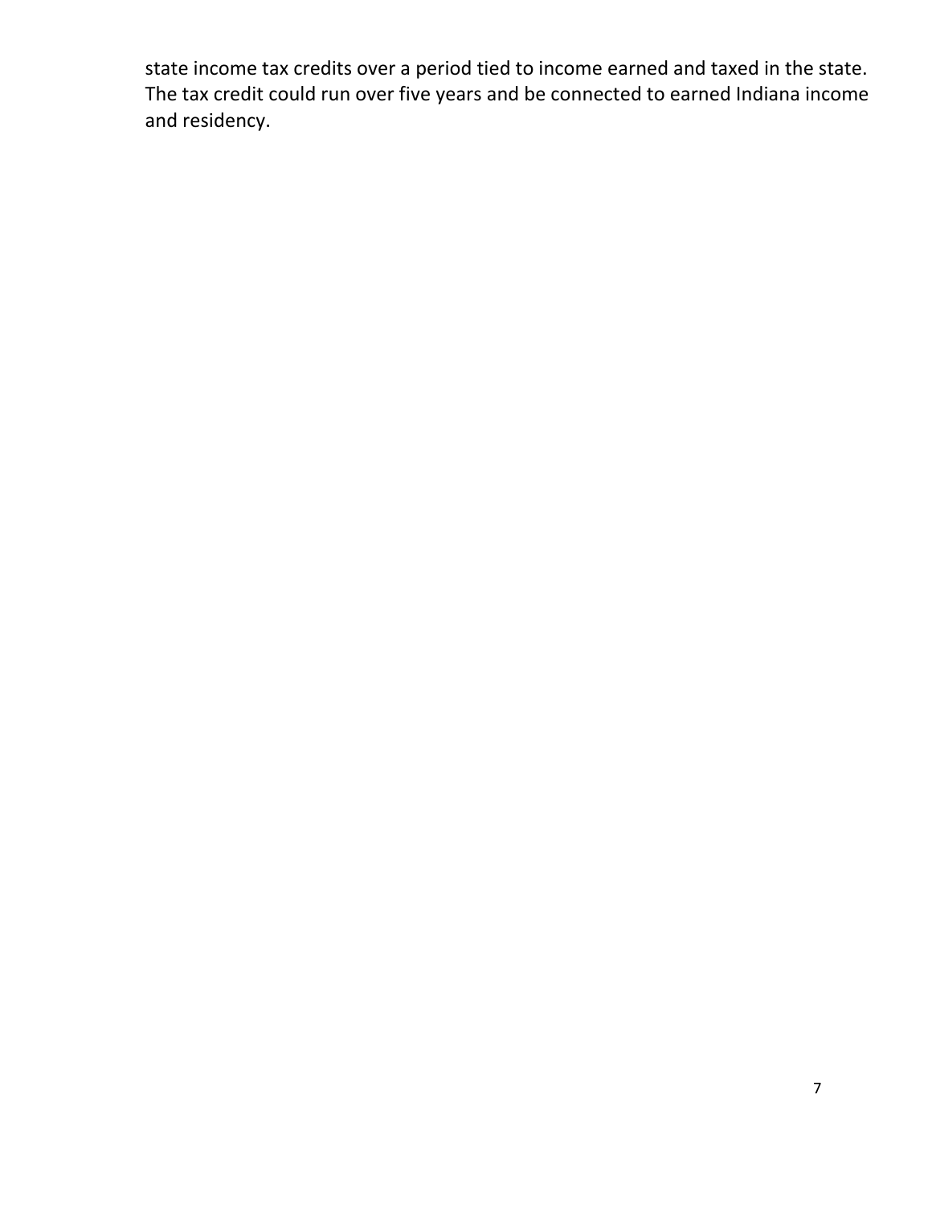state income tax credits over a period tied to income earned and taxed in the state. The tax credit could run over five years and be connected to earned Indiana income and residency.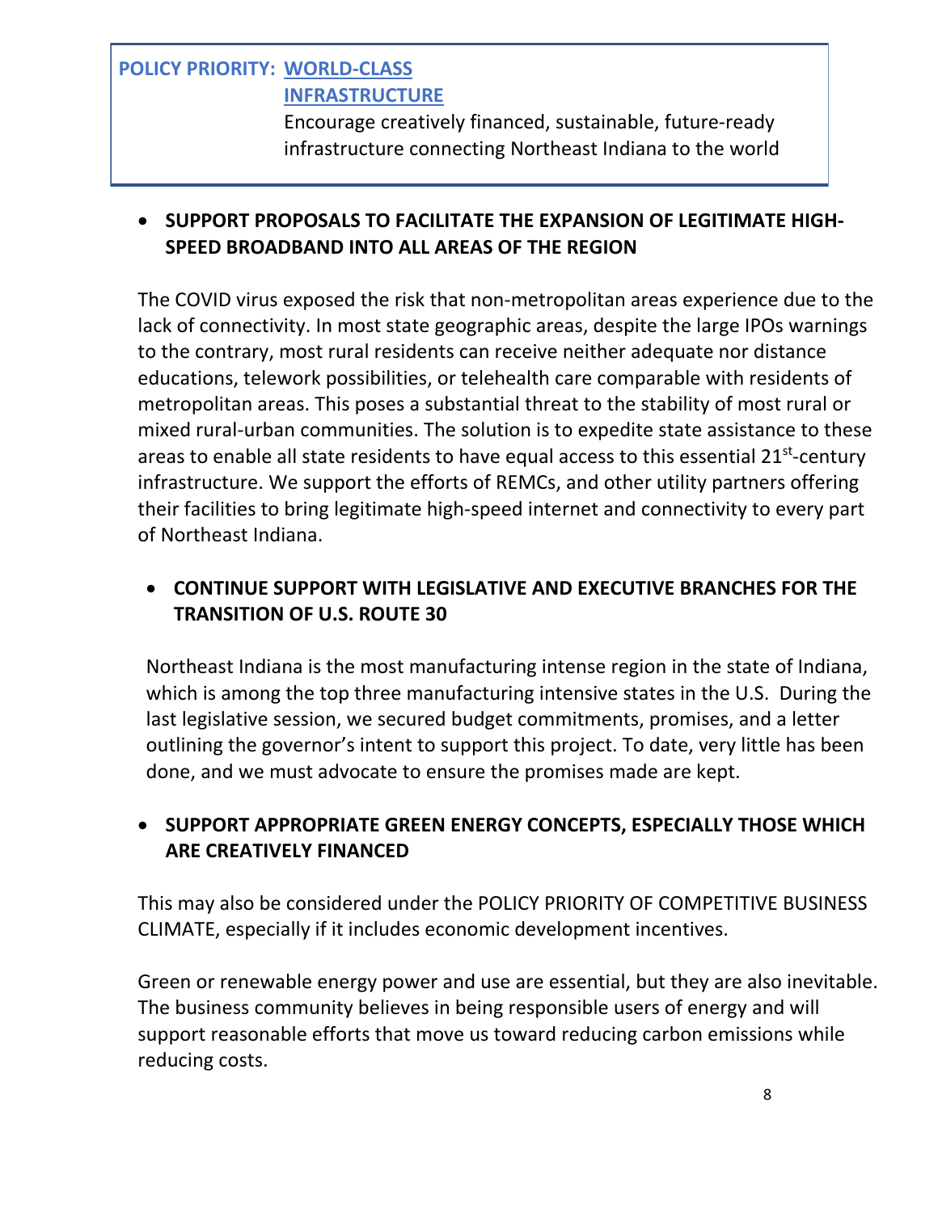**POLICY PRIORITY: <u>WORLD-CLASS INFRASTRUCTURE</u>**

Encourage creatively financed, sustainable, future-ready infrastructure connecting Northeast Indiana to the world

- **SUPPORT PROPOSALS TO FACILITATE THE EXPANSION OF LEGITIMATE HIGH-SPEED BROADBAND INTO ALL AREAS OF THE REGION**

The COVID virus exposed the risk that non-metropolitan areas experience due to the lack of connectivity. In most state geographic areas, despite the large IPOs warnings to the contrary, most rural residents can receive neither adequate nor distance educations, telework possibilities, or telehealth care comparable with residents of metropolitan areas. This poses a substantial threat to the stability of most rural or mixed rural-urban communities. The solution is to expedite state assistance to these areas to enable all state residents to have equal access to this essential 21st-century infrastructure. We support the efforts of REMCs, and other utility partners offering their facilities to bring legitimate high-speed internet and connectivity to every part of Northeast Indiana.

- **CONTINUE SUPPORT WITH LEGISLATIVE AND EXECUTIVE BRANCHES FOR THE TRANSITION OF U.S. ROUTE 30**

Northeast Indiana is the most manufacturing intense region in the state of Indiana, which is among the top three manufacturing intensive states in the U.S. During the last legislative session, we secured budget commitments, promises, and a letter outlining the governor's intent to support this project. To date, very little has been done, and we must advocate to ensure the promises made are kept.

- **SUPPORT APPROPRIATE GREEN ENERGY CONCEPTS, ESPECIALLY THOSE WHICH ARE CREATIVELY FINANCED**

This may also be considered under the POLICY PRIORITY OF COMPETITIVE BUSINESS CLIMATE, especially if it includes economic development incentives.

Green or renewable energy power and use are essential, but they are also inevitable. The business community believes in being responsible users of energy and will support reasonable efforts that move us toward reducing carbon emissions while reducing costs.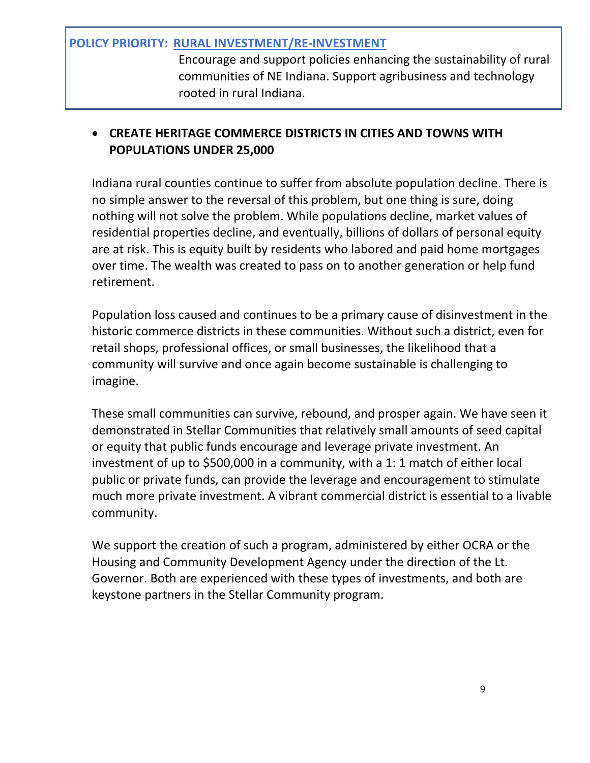**POLICY PRIORITY: RURAL INVESTMENT/RE-INVESTMENT**

Encourage and support policies enhancing the sustainability of rural communities of NE Indiana. Support agribusiness and technology rooted in rural Indiana.

- **CREATE HERITAGE COMMERCE DISTRICTS IN CITIES AND TOWNS WITH POPULATIONS UNDER 25,000**

Indiana rural counties continue to suffer from absolute population decline. There is no simple answer to the reversal of this problem, but one thing is sure, doing nothing will not solve the problem. While populations decline, market values of residential properties decline, and eventually, billions of dollars of personal equity are at risk. This is equity built by residents who labored and paid home mortgages over time. The wealth was created to pass on to another generation or help fund retirement.

Population loss caused and continues to be a primary cause of disinvestment in the historic commerce districts in these communities. Without such a district, even for retail shops, professional offices, or small businesses, the likelihood that a community will survive and once again become sustainable is challenging to imagine.

These small communities can survive, rebound, and prosper again. We have seen it demonstrated in Stellar Communities that relatively small amounts of seed capital or equity that public funds encourage and leverage private investment. An investment of up to $500,000 in a community, with a 1: 1 match of either local public or private funds, can provide the leverage and encouragement to stimulate much more private investment. A vibrant commercial district is essential to a livable community.

We support the creation of such a program, administered by either OCRA or the Housing and Community Development Agency under the direction of the Lt. Governor. Both are experienced with these types of investments, and both are keystone partners in the Stellar Community program.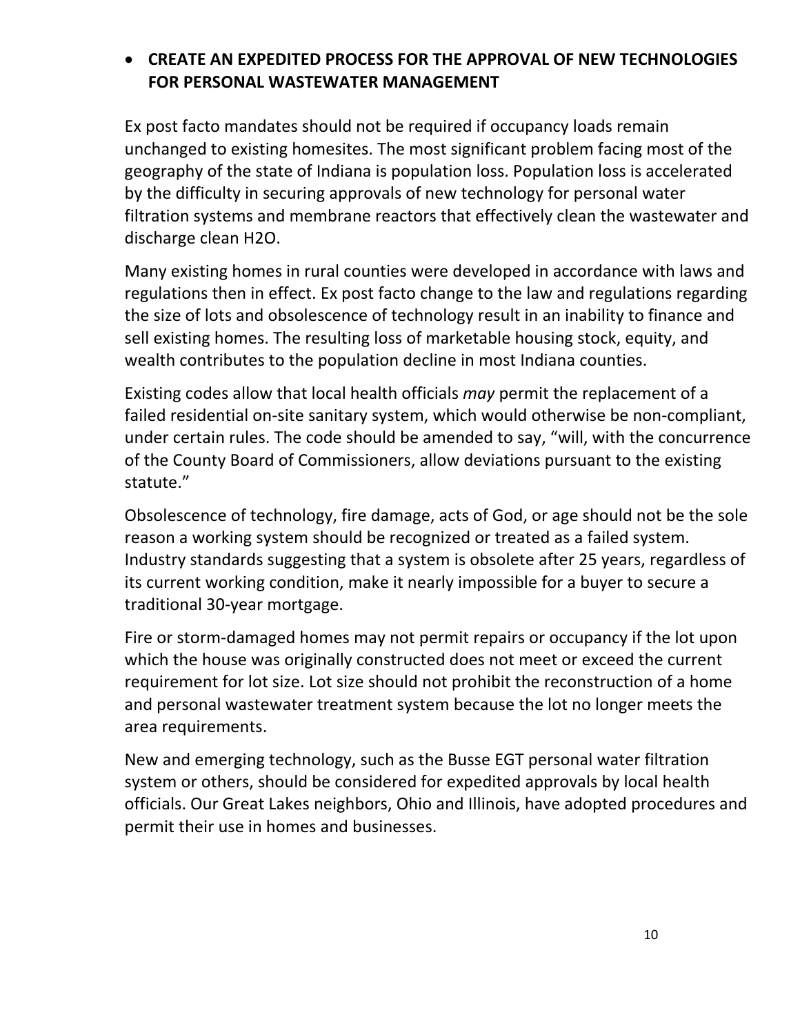- **CREATE AN EXPEDITED PROCESS FOR THE APPROVAL OF NEW TECHNOLOGIES FOR PERSONAL WASTEWATER MANAGEMENT**

Ex post facto mandates should not be required if occupancy loads remain unchanged to existing homesites. The most significant problem facing most of the geography of the state of Indiana is population loss. Population loss is accelerated by the difficulty in securing approvals of new technology for personal water filtration systems and membrane reactors that effectively clean the wastewater and discharge clean H2O.

Many existing homes in rural counties were developed in accordance with laws and regulations then in effect. Ex post facto change to the law and regulations regarding the size of lots and obsolescence of technology result in an inability to finance and sell existing homes. The resulting loss of marketable housing stock, equity, and wealth contributes to the population decline in most Indiana counties.

Existing codes allow that local health officials *may* permit the replacement of a failed residential on-site sanitary system, which would otherwise be non-compliant, under certain rules. The code should be amended to say, "will, with the concurrence of the County Board of Commissioners, allow deviations pursuant to the existing statute."

Obsolescence of technology, fire damage, acts of God, or age should not be the sole reason a working system should be recognized or treated as a failed system. Industry standards suggesting that a system is obsolete after 25 years, regardless of its current working condition, make it nearly impossible for a buyer to secure a traditional 30-year mortgage.

Fire or storm-damaged homes may not permit repairs or occupancy if the lot upon which the house was originally constructed does not meet or exceed the current requirement for lot size. Lot size should not prohibit the reconstruction of a home and personal wastewater treatment system because the lot no longer meets the area requirements.

New and emerging technology, such as the Busse EGT personal water filtration system or others, should be considered for expedited approvals by local health officials. Our Great Lakes neighbors, Ohio and Illinois, have adopted procedures and permit their use in homes and businesses.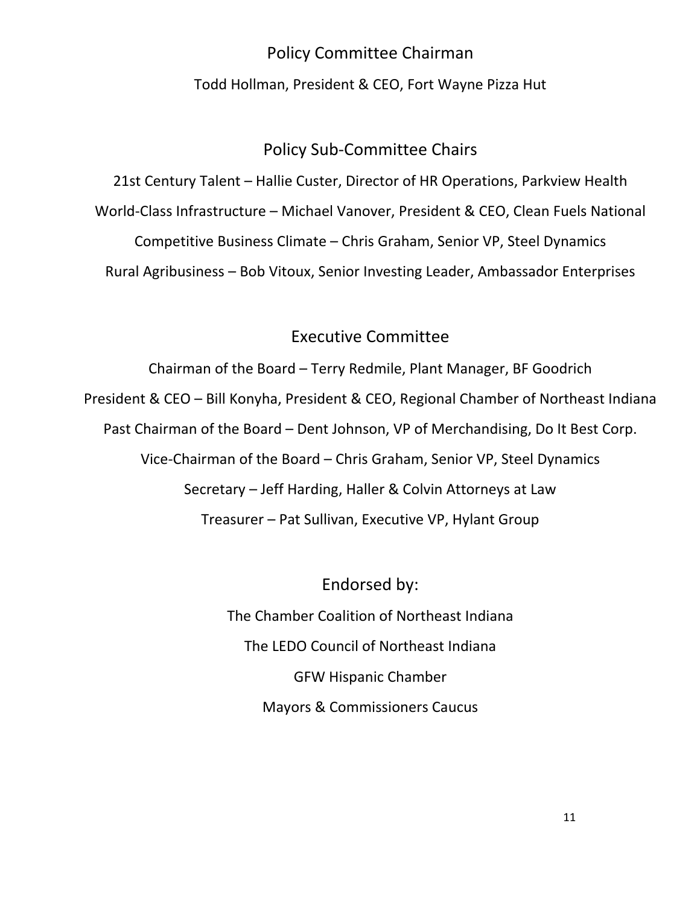## Policy Committee Chairman

Todd Hollman, President & CEO, Fort Wayne Pizza Hut

## Policy Sub-Committee Chairs

21st Century Talent – Hallie Custer, Director of HR Operations, Parkview Health

World-Class Infrastructure – Michael Vanover, President & CEO, Clean Fuels National

Competitive Business Climate – Chris Graham, Senior VP, Steel Dynamics

Rural Agribusiness – Bob Vitoux, Senior Investing Leader, Ambassador Enterprises

## Executive Committee

Chairman of the Board – Terry Redmile, Plant Manager, BF Goodrich

President & CEO – Bill Konyha, President & CEO, Regional Chamber of Northeast Indiana

Past Chairman of the Board – Dent Johnson, VP of Merchandising, Do It Best Corp.

Vice-Chairman of the Board – Chris Graham, Senior VP, Steel Dynamics

Secretary – Jeff Harding, Haller & Colvin Attorneys at Law

Treasurer – Pat Sullivan, Executive VP, Hylant Group

## Endorsed by:

The Chamber Coalition of Northeast Indiana

The LEDO Council of Northeast Indiana

GFW Hispanic Chamber

Mayors & Commissioners Caucus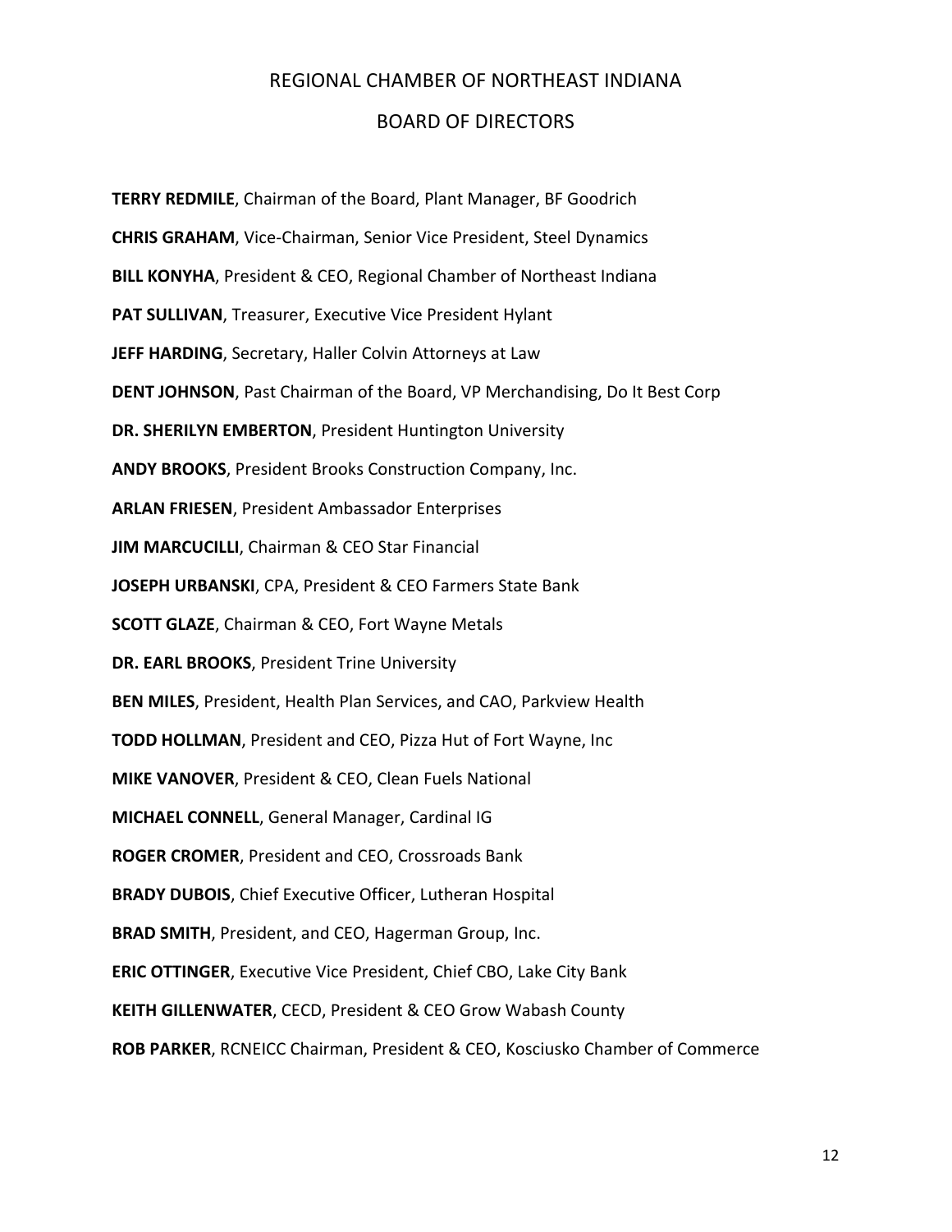# REGIONAL CHAMBER OF NORTHEAST INDIANA

## BOARD OF DIRECTORS

**TERRY REDMILE**, Chairman of the Board, Plant Manager, BF Goodrich

**CHRIS GRAHAM**, Vice-Chairman, Senior Vice President, Steel Dynamics

**BILL KONYHA**, President & CEO, Regional Chamber of Northeast Indiana

**PAT SULLIVAN**, Treasurer, Executive Vice President Hylant

**JEFF HARDING**, Secretary, Haller Colvin Attorneys at Law

**DENT JOHNSON**, Past Chairman of the Board, VP Merchandising, Do It Best Corp

**DR. SHERILYN EMBERTON**, President Huntington University

**ANDY BROOKS**, President Brooks Construction Company, Inc.

**ARLAN FRIESEN**, President Ambassador Enterprises

**JIM MARCUCILLI**, Chairman & CEO Star Financial

**JOSEPH URBANSKI**, CPA, President & CEO Farmers State Bank

**SCOTT GLAZE**, Chairman & CEO, Fort Wayne Metals

**DR. EARL BROOKS**, President Trine University

**BEN MILES**, President, Health Plan Services, and CAO, Parkview Health

**TODD HOLLMAN**, President and CEO, Pizza Hut of Fort Wayne, Inc

**MIKE VANOVER**, President & CEO, Clean Fuels National

**MICHAEL CONNELL**, General Manager, Cardinal IG

**ROGER CROMER**, President and CEO, Crossroads Bank

**BRADY DUBOIS**, Chief Executive Officer, Lutheran Hospital

**BRAD SMITH**, President, and CEO, Hagerman Group, Inc.

**ERIC OTTINGER**, Executive Vice President, Chief CBO, Lake City Bank

**KEITH GILLENWATER**, CECD, President & CEO Grow Wabash County

**ROB PARKER**, RCNEICC Chairman, President & CEO, Kosciusko Chamber of Commerce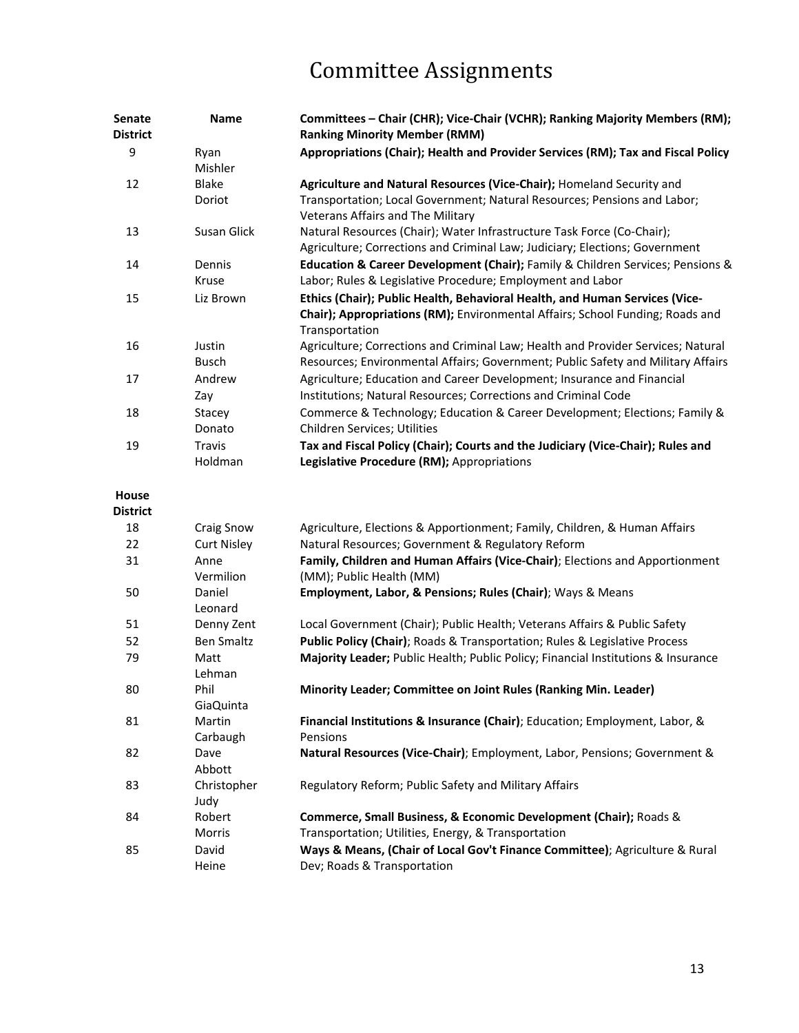# Committee Assignments

| Senate District | Name | Committees – Chair (CHR); Vice-Chair (VCHR); Ranking Majority Members (RM); Ranking Minority Member (RMM) |
|---|---|---|
| 9 | Ryan Mishler | **Appropriations (Chair); Health and Provider Services (RM); Tax and Fiscal Policy** |
| 12 | Blake Doriot | **Agriculture and Natural Resources (Vice-Chair);** Homeland Security and Transportation; Local Government; Natural Resources; Pensions and Labor; Veterans Affairs and The Military |
| 13 | Susan Glick | Natural Resources (Chair); Water Infrastructure Task Force (Co-Chair); Agriculture; Corrections and Criminal Law; Judiciary; Elections; Government |
| 14 | Dennis Kruse | **Education & Career Development (Chair);** Family & Children Services; Pensions & Labor; Rules & Legislative Procedure; Employment and Labor |
| 15 | Liz Brown | **Ethics (Chair); Public Health, Behavioral Health, and Human Services (Vice-Chair); Appropriations (RM);** Environmental Affairs; School Funding; Roads and Transportation |
| 16 | Justin Busch | Agriculture; Corrections and Criminal Law; Health and Provider Services; Natural Resources; Environmental Affairs; Government; Public Safety and Military Affairs |
| 17 | Andrew Zay | Agriculture; Education and Career Development; Insurance and Financial Institutions; Natural Resources; Corrections and Criminal Code |
| 18 | Stacey Donato | Commerce & Technology; Education & Career Development; Elections; Family & Children Services; Utilities |
| 19 | Travis Holdman | **Tax and Fiscal Policy (Chair); Courts and the Judiciary (Vice-Chair); Rules and Legislative Procedure (RM);** Appropriations |
| **House District** | | |
| 18 | Craig Snow | Agriculture, Elections & Apportionment; Family, Children, & Human Affairs |
| 22 | Curt Nisley | Natural Resources; Government & Regulatory Reform |
| 31 | Anne Vermilion | **Family, Children and Human Affairs (Vice-Chair)**; Elections and Apportionment (MM); Public Health (MM) |
| 50 | Daniel Leonard | **Employment, Labor, & Pensions; Rules (Chair)**; Ways & Means |
| 51 | Denny Zent | Local Government (Chair); Public Health; Veterans Affairs & Public Safety |
| 52 | Ben Smaltz | **Public Policy (Chair)**; Roads & Transportation; Rules & Legislative Process |
| 79 | Matt Lehman | **Majority Leader;** Public Health; Public Policy; Financial Institutions & Insurance |
| 80 | Phil GiaQuinta | **Minority Leader; Committee on Joint Rules (Ranking Min. Leader)** |
| 81 | Martin Carbaugh | **Financial Institutions & Insurance (Chair)**; Education; Employment, Labor, & Pensions |
| 82 | Dave Abbott | **Natural Resources (Vice-Chair)**; Employment, Labor, Pensions; Government & |
| 83 | Christopher Judy | Regulatory Reform; Public Safety and Military Affairs |
| 84 | Robert Morris | **Commerce, Small Business, & Economic Development (Chair);** Roads & Transportation; Utilities, Energy, & Transportation |
| 85 | David Heine | **Ways & Means, (Chair of Local Gov't Finance Committee)**; Agriculture & Rural Dev; Roads & Transportation |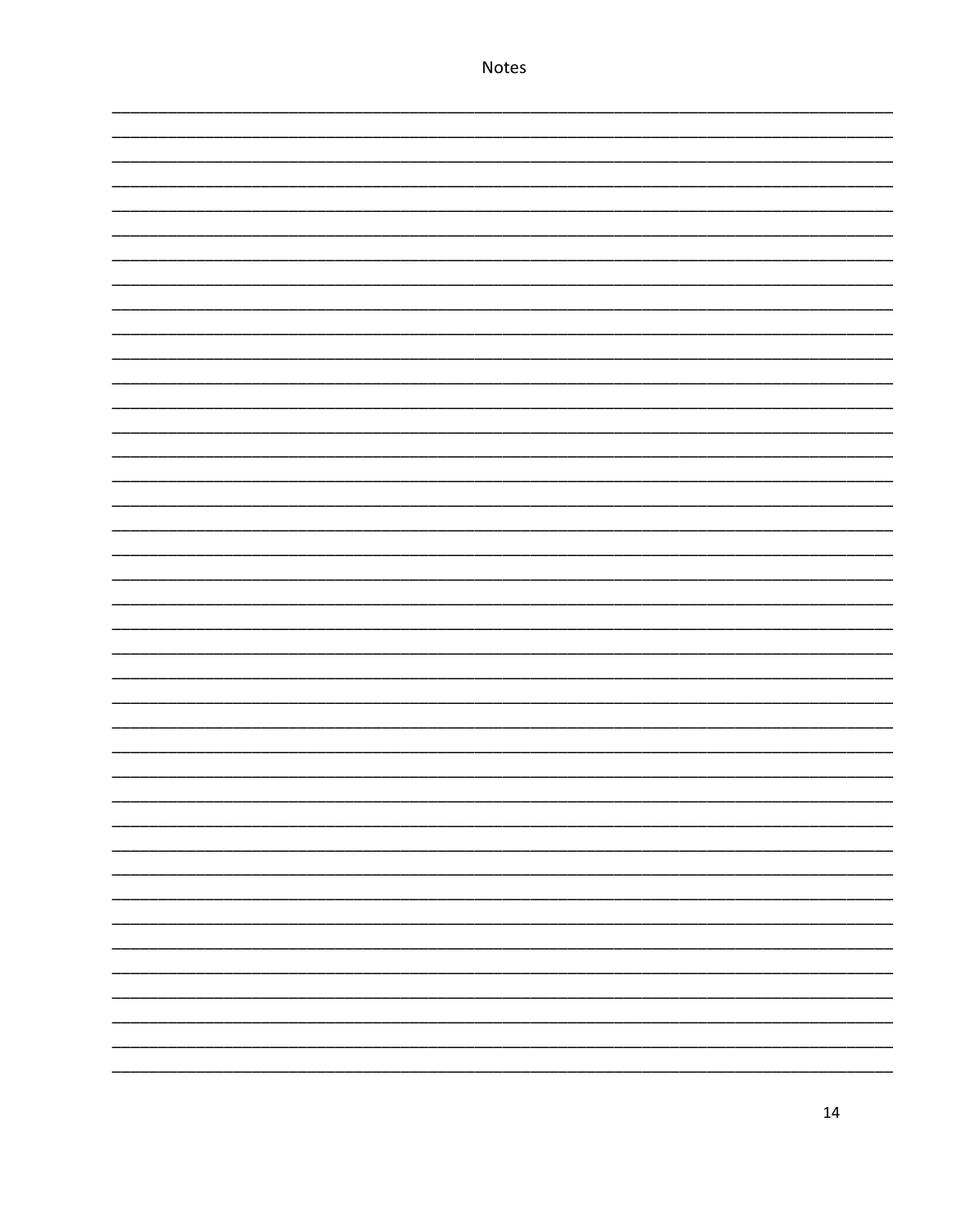Notes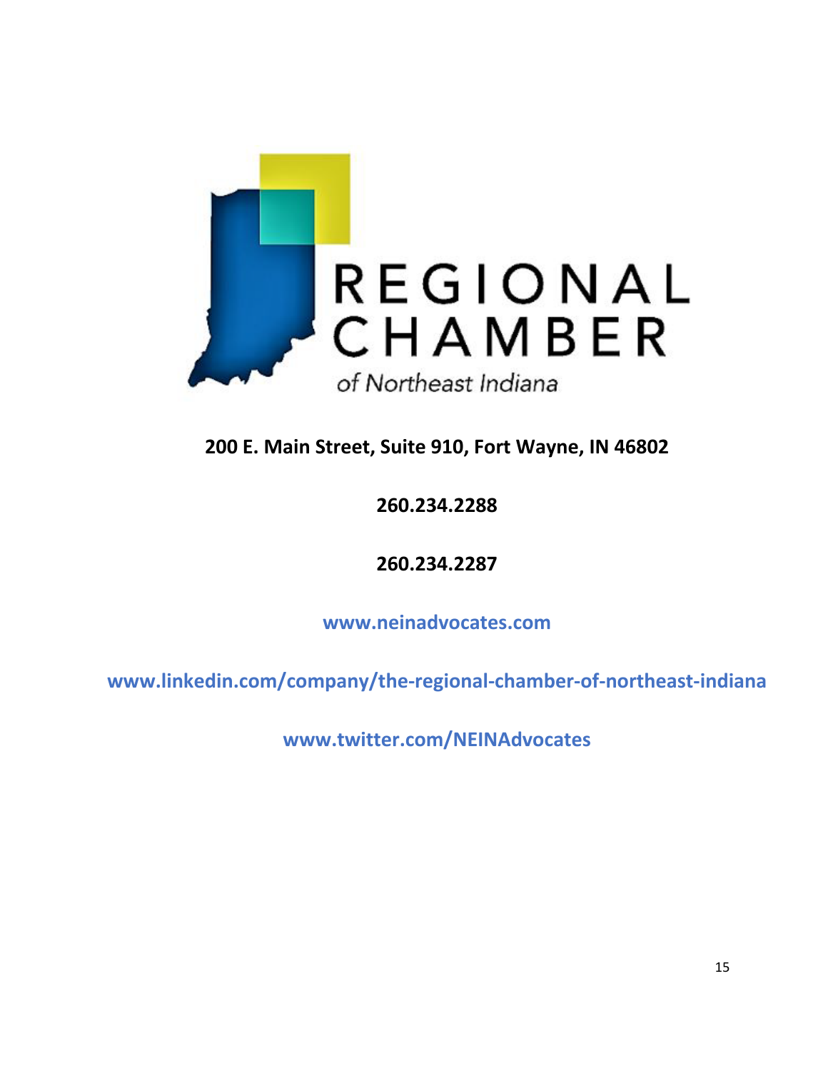REGIONAL CHAMBER

of Northeast Indiana

**200 E. Main Street, Suite 910, Fort Wayne, IN 46802**

**260.234.2288**

**260.234.2287**

**www.neinadvocates.com**

**www.linkedin.com/company/the-regional-chamber-of-northeast-indiana**

**www.twitter.com/NEINAdvocates**